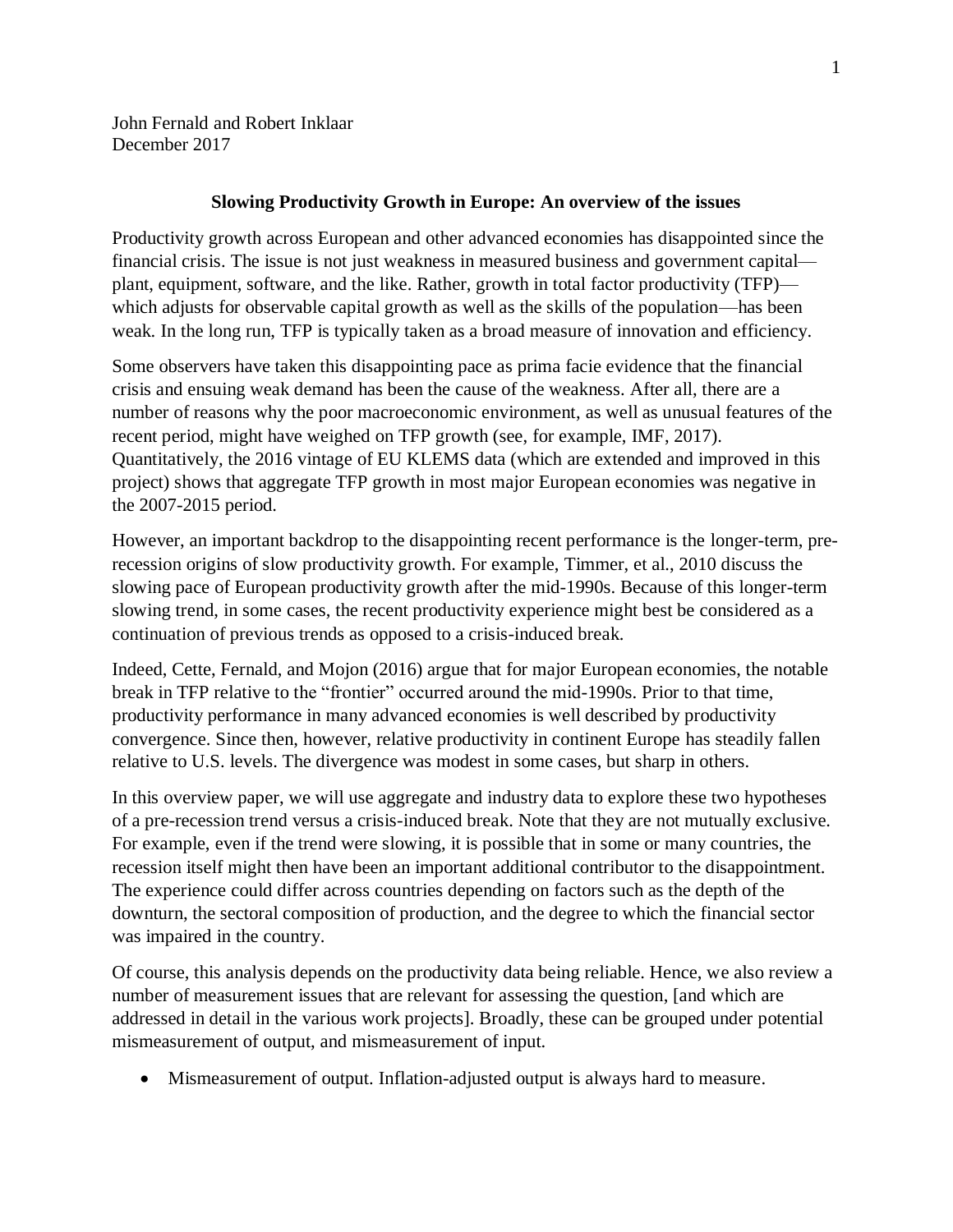John Fernald and Robert Inklaar
December 2017

**Slowing Productivity Growth in Europe: An overview of the issues**

Productivity growth across European and other advanced economies has disappointed since the financial crisis. The issue is not just weakness in measured business and government capital—plant, equipment, software, and the like. Rather, growth in total factor productivity (TFP)—which adjusts for observable capital growth as well as the skills of the population—has been weak. In the long run, TFP is typically taken as a broad measure of innovation and efficiency.

Some observers have taken this disappointing pace as prima facie evidence that the financial crisis and ensuing weak demand has been the cause of the weakness. After all, there are a number of reasons why the poor macroeconomic environment, as well as unusual features of the recent period, might have weighed on TFP growth (see, for example, IMF, 2017). Quantitatively, the 2016 vintage of EU KLEMS data (which are extended and improved in this project) shows that aggregate TFP growth in most major European economies was negative in the 2007-2015 period.

However, an important backdrop to the disappointing recent performance is the longer-term, pre-recession origins of slow productivity growth. For example, Timmer, et al., 2010 discuss the slowing pace of European productivity growth after the mid-1990s. Because of this longer-term slowing trend, in some cases, the recent productivity experience might best be considered as a continuation of previous trends as opposed to a crisis-induced break.

Indeed, Cette, Fernald, and Mojon (2016) argue that for major European economies, the notable break in TFP relative to the "frontier" occurred around the mid-1990s. Prior to that time, productivity performance in many advanced economies is well described by productivity convergence. Since then, however, relative productivity in continent Europe has steadily fallen relative to U.S. levels. The divergence was modest in some cases, but sharp in others.

In this overview paper, we will use aggregate and industry data to explore these two hypotheses of a pre-recession trend versus a crisis-induced break. Note that they are not mutually exclusive. For example, even if the trend were slowing, it is possible that in some or many countries, the recession itself might then have been an important additional contributor to the disappointment. The experience could differ across countries depending on factors such as the depth of the downturn, the sectoral composition of production, and the degree to which the financial sector was impaired in the country.

Of course, this analysis depends on the productivity data being reliable. Hence, we also review a number of measurement issues that are relevant for assessing the question, [and which are addressed in detail in the various work projects]. Broadly, these can be grouped under potential mismeasurement of output, and mismeasurement of input.

- Mismeasurement of output. Inflation-adjusted output is always hard to measure.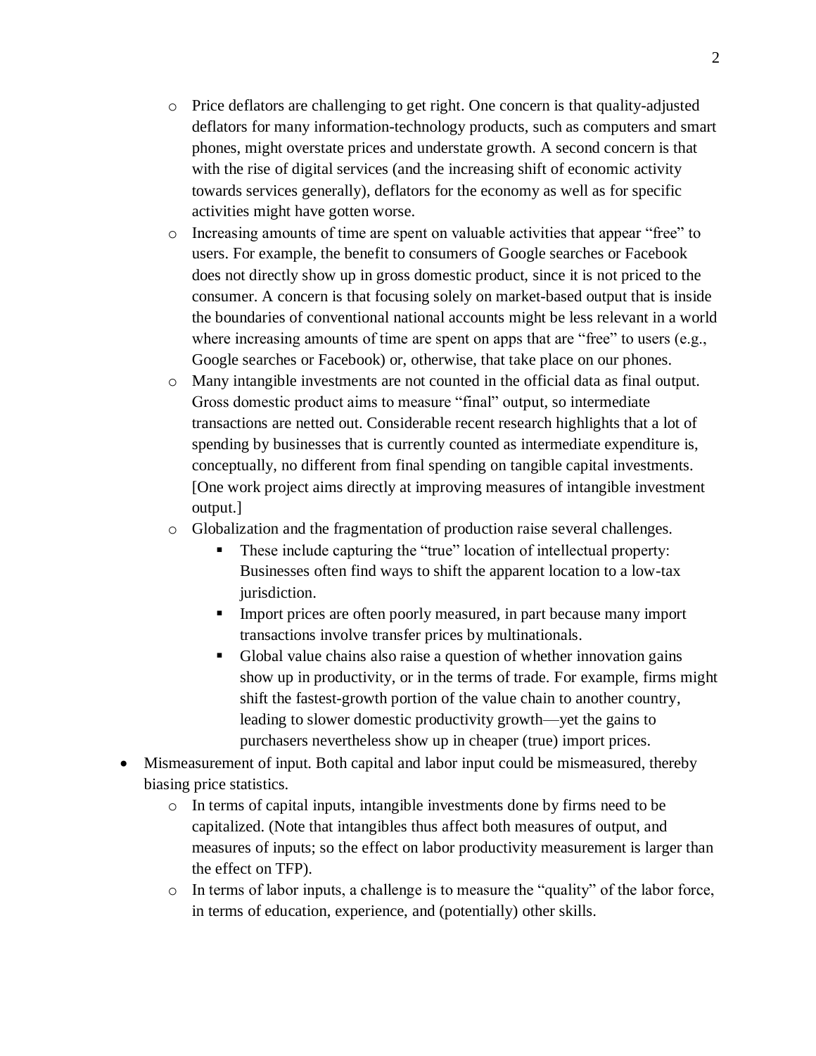- Price deflators are challenging to get right. One concern is that quality-adjusted deflators for many information-technology products, such as computers and smart phones, might overstate prices and understate growth. A second concern is that with the rise of digital services (and the increasing shift of economic activity towards services generally), deflators for the economy as well as for specific activities might have gotten worse.
- Increasing amounts of time are spent on valuable activities that appear "free" to users. For example, the benefit to consumers of Google searches or Facebook does not directly show up in gross domestic product, since it is not priced to the consumer. A concern is that focusing solely on market-based output that is inside the boundaries of conventional national accounts might be less relevant in a world where increasing amounts of time are spent on apps that are "free" to users (e.g., Google searches or Facebook) or, otherwise, that take place on our phones.
- Many intangible investments are not counted in the official data as final output. Gross domestic product aims to measure "final" output, so intermediate transactions are netted out. Considerable recent research highlights that a lot of spending by businesses that is currently counted as intermediate expenditure is, conceptually, no different from final spending on tangible capital investments. [One work project aims directly at improving measures of intangible investment output.]
- Globalization and the fragmentation of production raise several challenges.
  - These include capturing the "true" location of intellectual property: Businesses often find ways to shift the apparent location to a low-tax jurisdiction.
  - Import prices are often poorly measured, in part because many import transactions involve transfer prices by multinationals.
  - Global value chains also raise a question of whether innovation gains show up in productivity, or in the terms of trade. For example, firms might shift the fastest-growth portion of the value chain to another country, leading to slower domestic productivity growth—yet the gains to purchasers nevertheless show up in cheaper (true) import prices.

- Mismeasurement of input. Both capital and labor input could be mismeasured, thereby biasing price statistics.
  - In terms of capital inputs, intangible investments done by firms need to be capitalized. (Note that intangibles thus affect both measures of output, and measures of inputs; so the effect on labor productivity measurement is larger than the effect on TFP).
  - In terms of labor inputs, a challenge is to measure the "quality" of the labor force, in terms of education, experience, and (potentially) other skills.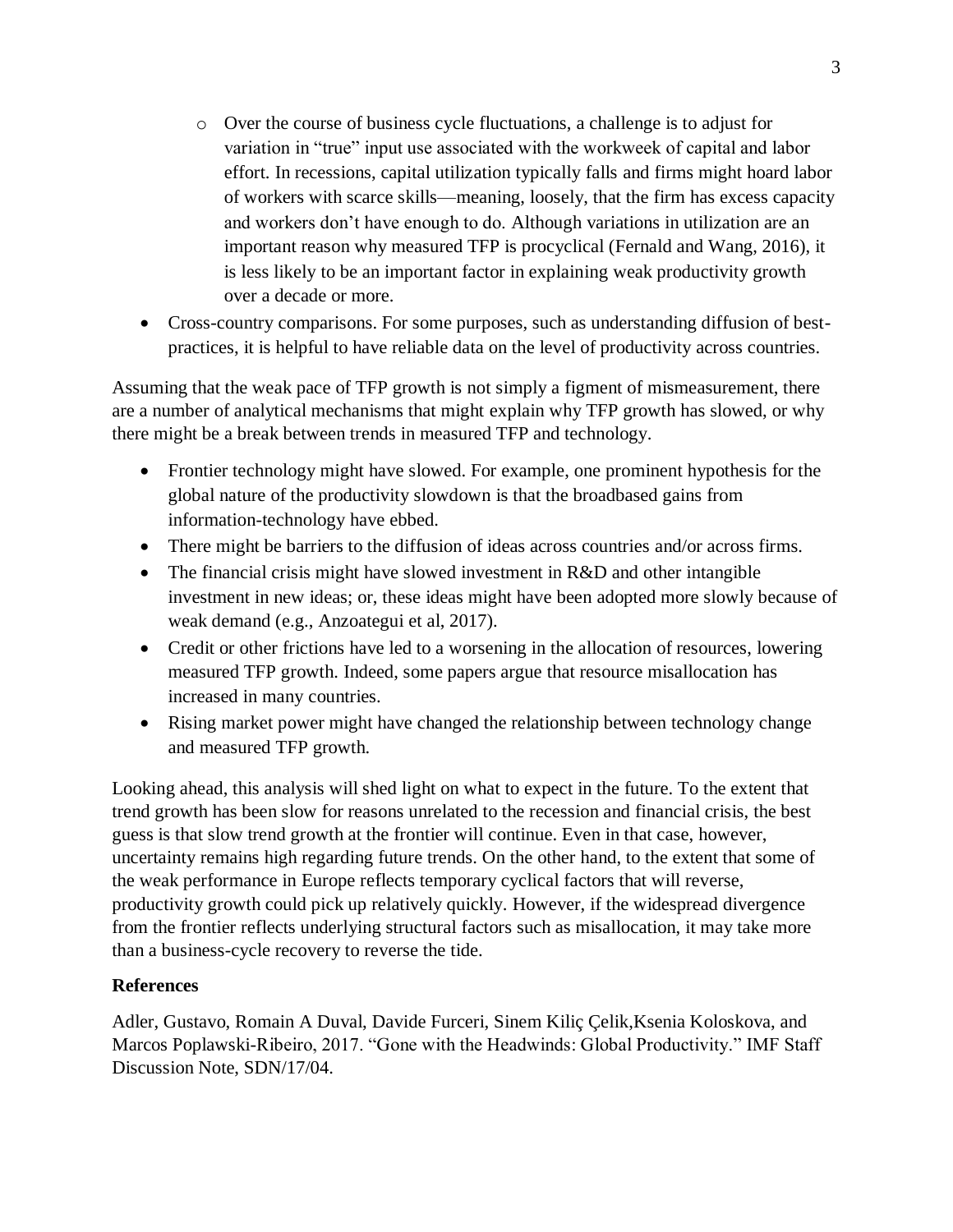- Over the course of business cycle fluctuations, a challenge is to adjust for variation in "true" input use associated with the workweek of capital and labor effort. In recessions, capital utilization typically falls and firms might hoard labor of workers with scarce skills—meaning, loosely, that the firm has excess capacity and workers don't have enough to do. Although variations in utilization are an important reason why measured TFP is procyclical (Fernald and Wang, 2016), it is less likely to be an important factor in explaining weak productivity growth over a decade or more.
- Cross-country comparisons. For some purposes, such as understanding diffusion of best-practices, it is helpful to have reliable data on the level of productivity across countries.

Assuming that the weak pace of TFP growth is not simply a figment of mismeasurement, there are a number of analytical mechanisms that might explain why TFP growth has slowed, or why there might be a break between trends in measured TFP and technology.

- Frontier technology might have slowed. For example, one prominent hypothesis for the global nature of the productivity slowdown is that the broadbased gains from information-technology have ebbed.
- There might be barriers to the diffusion of ideas across countries and/or across firms.
- The financial crisis might have slowed investment in R&D and other intangible investment in new ideas; or, these ideas might have been adopted more slowly because of weak demand (e.g., Anzoategui et al, 2017).
- Credit or other frictions have led to a worsening in the allocation of resources, lowering measured TFP growth. Indeed, some papers argue that resource misallocation has increased in many countries.
- Rising market power might have changed the relationship between technology change and measured TFP growth.

Looking ahead, this analysis will shed light on what to expect in the future. To the extent that trend growth has been slow for reasons unrelated to the recession and financial crisis, the best guess is that slow trend growth at the frontier will continue. Even in that case, however, uncertainty remains high regarding future trends. On the other hand, to the extent that some of the weak performance in Europe reflects temporary cyclical factors that will reverse, productivity growth could pick up relatively quickly. However, if the widespread divergence from the frontier reflects underlying structural factors such as misallocation, it may take more than a business-cycle recovery to reverse the tide.

**References**

Adler, Gustavo, Romain A Duval, Davide Furceri, Sinem Kiliç Çelik,Ksenia Koloskova, and Marcos Poplawski-Ribeiro, 2017. "Gone with the Headwinds: Global Productivity." IMF Staff Discussion Note, SDN/17/04.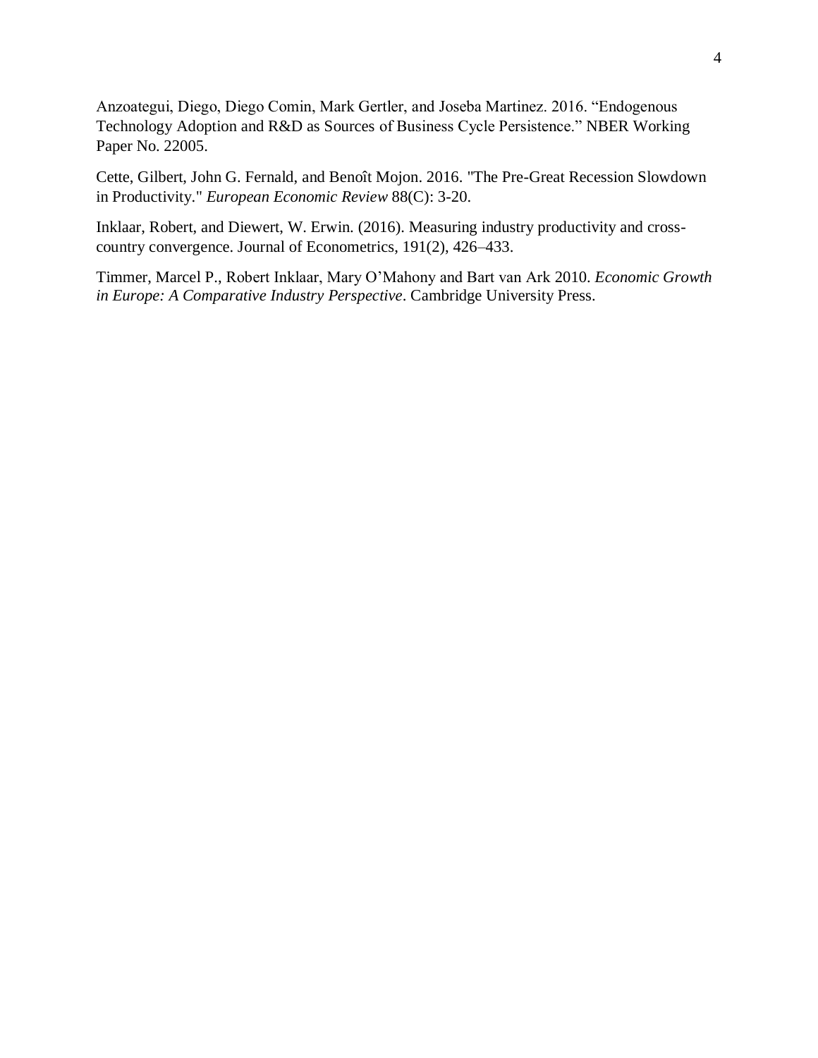Anzoategui, Diego, Diego Comin, Mark Gertler, and Joseba Martinez. 2016. "Endogenous Technology Adoption and R&D as Sources of Business Cycle Persistence." NBER Working Paper No. 22005.

Cette, Gilbert, John G. Fernald, and Benoît Mojon. 2016. "The Pre-Great Recession Slowdown in Productivity." *European Economic Review* 88(C): 3-20.

Inklaar, Robert, and Diewert, W. Erwin. (2016). Measuring industry productivity and cross-country convergence. Journal of Econometrics, 191(2), 426–433.

Timmer, Marcel P., Robert Inklaar, Mary O'Mahony and Bart van Ark 2010. *Economic Growth in Europe: A Comparative Industry Perspective*. Cambridge University Press.